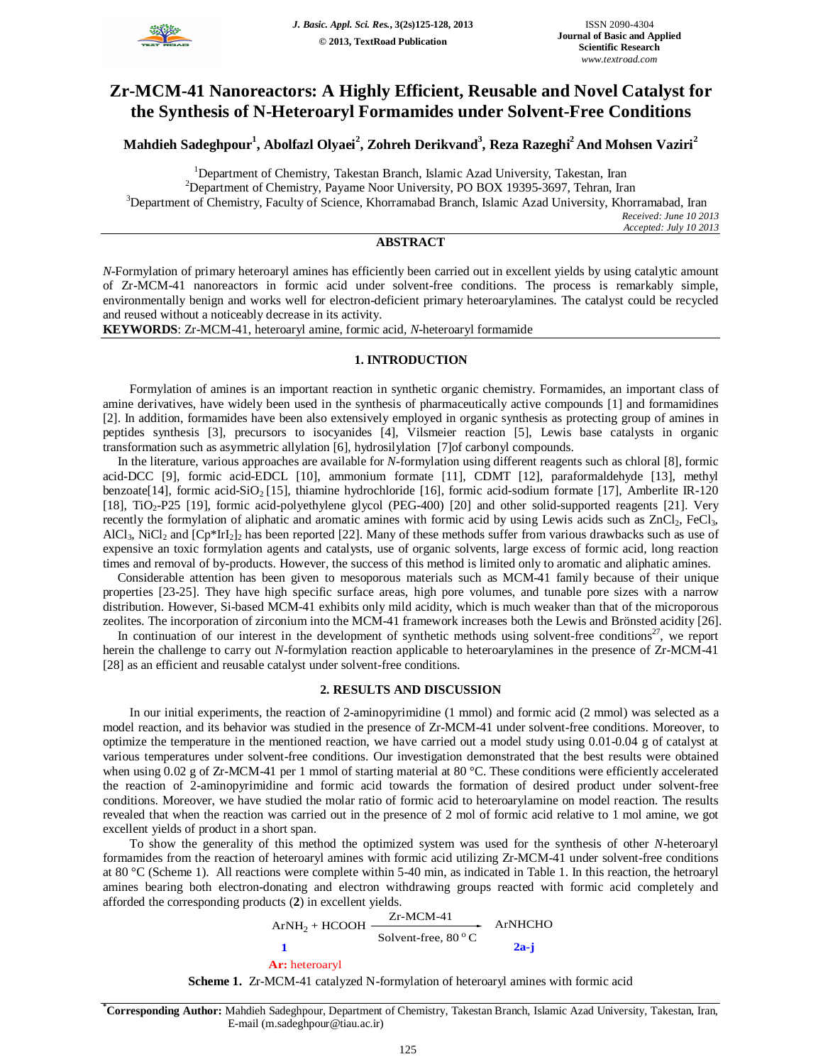# Zr-MCM-41 Nanoreactors: A Highly Efficient, Reusable and Novel Catalyst for the Synthesis of N-Heteroaryl Formamides under Solvent-Free Conditions

**Mahdieh Sadeghpour[1], Abolfazl Olyaei[2], Zohreh Derikvand[3], Reza Razeghi[2] And Mohsen Vaziri[2]**

[1]Department of Chemistry, Takestan Branch, Islamic Azad University, Takestan, Iran
[2]Department of Chemistry, Payame Noor University, PO BOX 19395-3697, Tehran, Iran
[3]Department of Chemistry, Faculty of Science, Khorramabad Branch, Islamic Azad University, Khorramabad, Iran

*Received: June 10 2013*
*Accepted: July 10 2013*

## ABSTRACT

*N*-Formylation of primary heteroaryl amines has efficiently been carried out in excellent yields by using catalytic amount of Zr-MCM-41 nanoreactors in formic acid under solvent-free conditions. The process is remarkably simple, environmentally benign and works well for electron-deficient primary heteroarylamines. The catalyst could be recycled and reused without a noticeably decrease in its activity.

**KEYWORDS**: Zr-MCM-41, heteroaryl amine, formic acid, *N*-heteroaryl formamide

## 1. INTRODUCTION

Formylation of amines is an important reaction in synthetic organic chemistry. Formamides, an important class of amine derivatives, have widely been used in the synthesis of pharmaceutically active compounds [1] and formamidines [2]. In addition, formamides have been also extensively employed in organic synthesis as protecting group of amines in peptides synthesis [3], precursors to isocyanides [4], Vilsmeier reaction [5], Lewis base catalysts in organic transformation such as asymmetric allylation [6], hydrosilylation [7]of carbonyl compounds.

In the literature, various approaches are available for *N*-formylation using different reagents such as chloral [8], formic acid-DCC [9], formic acid-EDCL [10], ammonium formate [11], CDMT [12], paraformaldehyde [13], methyl benzoate[14], formic acid-$SiO_2$ [15], thiamine hydrochloride [16], formic acid-sodium formate [17], Amberlite IR-120 [18], $TiO_2$-P25 [19], formic acid-polyethylene glycol (PEG-400) [20] and other solid-supported reagents [21]. Very recently the formylation of aliphatic and aromatic amines with formic acid by using Lewis acids such as $ZnCl_2$, $FeCl_3$, $AlCl_3$, $NiCl_2$ and $[Cp^*IrI_2]_2$ has been reported [22]. Many of these methods suffer from various drawbacks such as use of expensive an toxic formylation agents and catalysts, use of organic solvents, large excess of formic acid, long reaction times and removal of by-products. However, the success of this method is limited only to aromatic and aliphatic amines.

Considerable attention has been given to mesoporous materials such as MCM-41 family because of their unique properties [23-25]. They have high specific surface areas, high pore volumes, and tunable pore sizes with a narrow distribution. However, Si-based MCM-41 exhibits only mild acidity, which is much weaker than that of the microporous zeolites. The incorporation of zirconium into the MCM-41 framework increases both the Lewis and Brönsted acidity [26].

In continuation of our interest in the development of synthetic methods using solvent-free conditions[27], we report herein the challenge to carry out *N*-formylation reaction applicable to heteroarylamines in the presence of Zr-MCM-41 [28] as an efficient and reusable catalyst under solvent-free conditions.

## 2. RESULTS AND DISCUSSION

In our initial experiments, the reaction of 2-aminopyrimidine (1 mmol) and formic acid (2 mmol) was selected as a model reaction, and its behavior was studied in the presence of Zr-MCM-41 under solvent-free conditions. Moreover, to optimize the temperature in the mentioned reaction, we have carried out a model study using 0.01-0.04 g of catalyst at various temperatures under solvent-free conditions. Our investigation demonstrated that the best results were obtained when using 0.02 g of Zr-MCM-41 per 1 mmol of starting material at 80 °C. These conditions were efficiently accelerated the reaction of 2-aminopyrimidine and formic acid towards the formation of desired product under solvent-free conditions. Moreover, we have studied the molar ratio of formic acid to heteroarylamine on model reaction. The results revealed that when the reaction was carried out in the presence of 2 mol of formic acid relative to 1 mol amine, we got excellent yields of product in a short span.

To show the generality of this method the optimized system was used for the synthesis of other *N*-heteroaryl formamides from the reaction of heteroaryl amines with formic acid utilizing Zr-MCM-41 under solvent-free conditions at 80 °C (Scheme 1). All reactions were complete within 5-40 min, as indicated in Table 1. In this reaction, the hetroaryl amines bearing both electron-donating and electron withdrawing groups reacted with formic acid completely and afforded the corresponding products (**2**) in excellent yields.

$$\underset{\mathbf{1}}{ArNH_2} + HCOOH \xrightarrow[\text{Solvent-free, } 80\,^{o}C]{\text{Zr-MCM-41}} \underset{\mathbf{2a\text{-}j}}{ArNHCHO}$$

**Ar:** heteroaryl

**Scheme 1.** Zr-MCM-41 catalyzed N-formylation of heteroaryl amines with formic acid

*Corresponding Author: Mahdieh Sadeghpour, Department of Chemistry, Takestan Branch, Islamic Azad University, Takestan, Iran, E-mail (m.sadeghpour@tiau.ac.ir)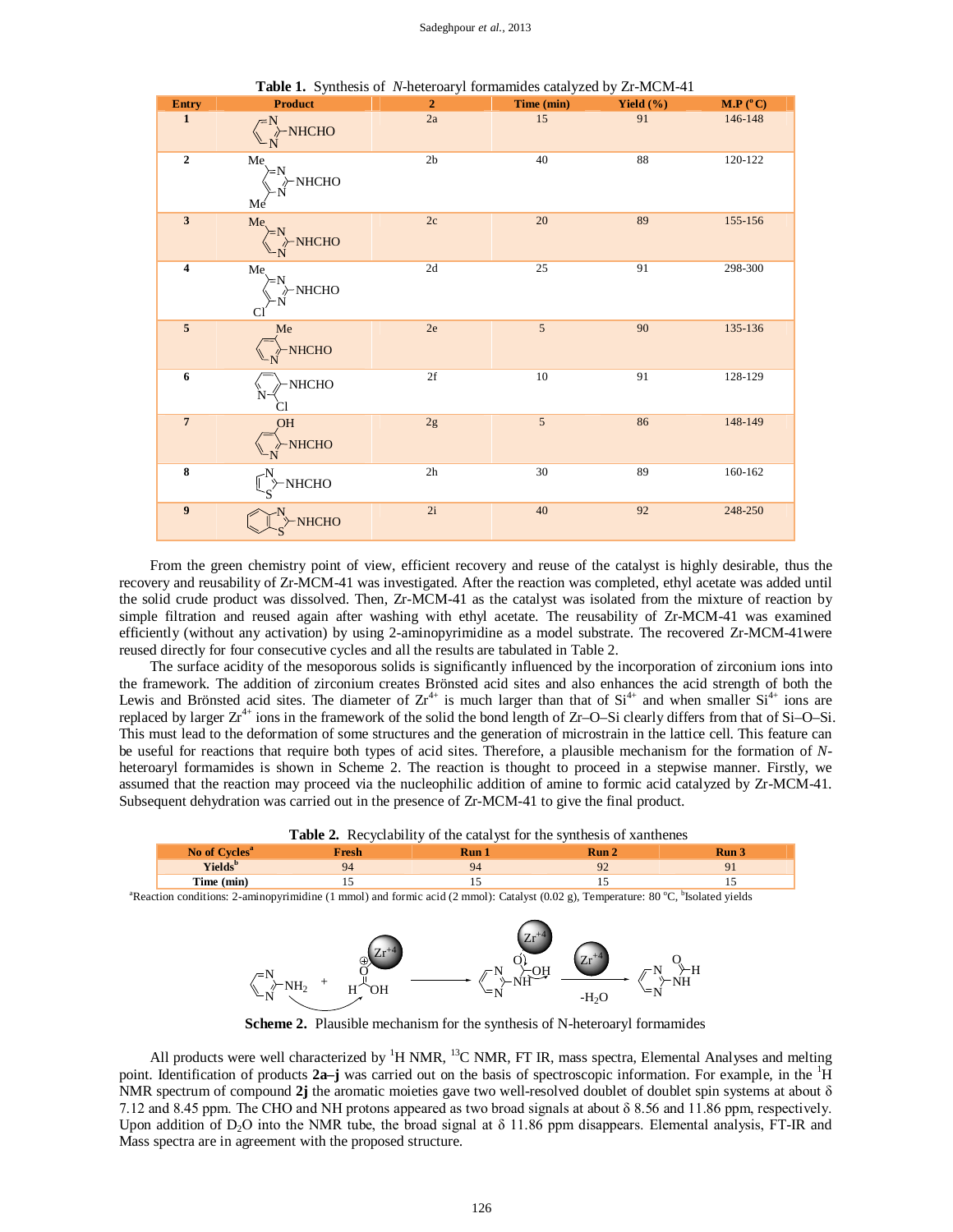**Table 1.** Synthesis of *N*-heteroaryl formamides catalyzed by Zr-MCM-41

| Entry | Product | 2 | Time (min) | Yield (%) | M.P (°C) |
|---|---|---|---|---|---|
| 1 | 2-pyrimidinyl-NHCHO | 2a | 15 | 91 | 146-148 |
| 2 | 4,6-dimethyl-2-pyrimidinyl-NHCHO | 2b | 40 | 88 | 120-122 |
| 3 | 4-methyl-2-pyrimidinyl-NHCHO | 2c | 20 | 89 | 155-156 |
| 4 | 4-methyl-6-chloro-2-pyrimidinyl-NHCHO | 2d | 25 | 91 | 298-300 |
| 5 | 3-methyl-2-pyridinyl-NHCHO | 2e | 5 | 90 | 135-136 |
| 6 | 6-chloro-3-pyridinyl-NHCHO | 2f | 10 | 91 | 128-129 |
| 7 | 3-hydroxy-2-pyridinyl-NHCHO | 2g | 5 | 86 | 148-149 |
| 8 | 2-thiazolyl-NHCHO | 2h | 30 | 89 | 160-162 |
| 9 | 2-benzothiazolyl-NHCHO | 2i | 40 | 92 | 248-250 |

From the green chemistry point of view, efficient recovery and reuse of the catalyst is highly desirable, thus the recovery and reusability of Zr-MCM-41 was investigated. After the reaction was completed, ethyl acetate was added until the solid crude product was dissolved. Then, Zr-MCM-41 as the catalyst was isolated from the mixture of reaction by simple filtration and reused again after washing with ethyl acetate. The reusability of Zr-MCM-41 was examined efficiently (without any activation) by using 2-aminopyrimidine as a model substrate. The recovered Zr-MCM-41were reused directly for four consecutive cycles and all the results are tabulated in Table 2.

The surface acidity of the mesoporous solids is significantly influenced by the incorporation of zirconium ions into the framework. The addition of zirconium creates Brönsted acid sites and also enhances the acid strength of both the Lewis and Brönsted acid sites. The diameter of $Zr^{4+}$ is much larger than that of $Si^{4+}$ and when smaller $Si^{4+}$ ions are replaced by larger $Zr^{4+}$ ions in the framework of the solid the bond length of Zr–O–Si clearly differs from that of Si–O–Si. This must lead to the deformation of some structures and the generation of microstrain in the lattice cell. This feature can be useful for reactions that require both types of acid sites. Therefore, a plausible mechanism for the formation of *N*-heteroaryl formamides is shown in Scheme 2. The reaction is thought to proceed in a stepwise manner. Firstly, we assumed that the reaction may proceed via the nucleophilic addition of amine to formic acid catalyzed by Zr-MCM-41. Subsequent dehydration was carried out in the presence of Zr-MCM-41 to give the final product.

**Table 2.** Recyclability of the catalyst for the synthesis of xanthenes

| No of Cycles[a] | Fresh | Run 1 | Run 2 | Run 3 |
|---|---|---|---|---|
| Yields[b] | 94 | 94 | 92 | 91 |
| Time (min) | 15 | 15 | 15 | 15 |

[a]Reaction conditions: 2-aminopyrimidine (1 mmol) and formic acid (2 mmol): Catalyst (0.02 g), Temperature: 80 °C, [b]Isolated yields

**Scheme 2.** Plausible mechanism for the synthesis of N-heteroaryl formamides

All products were well characterized by $^{1}H$ NMR, $^{13}C$ NMR, FT IR, mass spectra, Elemental Analyses and melting point. Identification of products **2a–j** was carried out on the basis of spectroscopic information. For example, in the $^{1}H$ NMR spectrum of compound **2j** the aromatic moieties gave two well-resolved doublet of doublet spin systems at about δ 7.12 and 8.45 ppm. The CHO and NH protons appeared as two broad signals at about δ 8.56 and 11.86 ppm, respectively. Upon addition of $D_2O$ into the NMR tube, the broad signal at δ 11.86 ppm disappears. Elemental analysis, FT-IR and Mass spectra are in agreement with the proposed structure.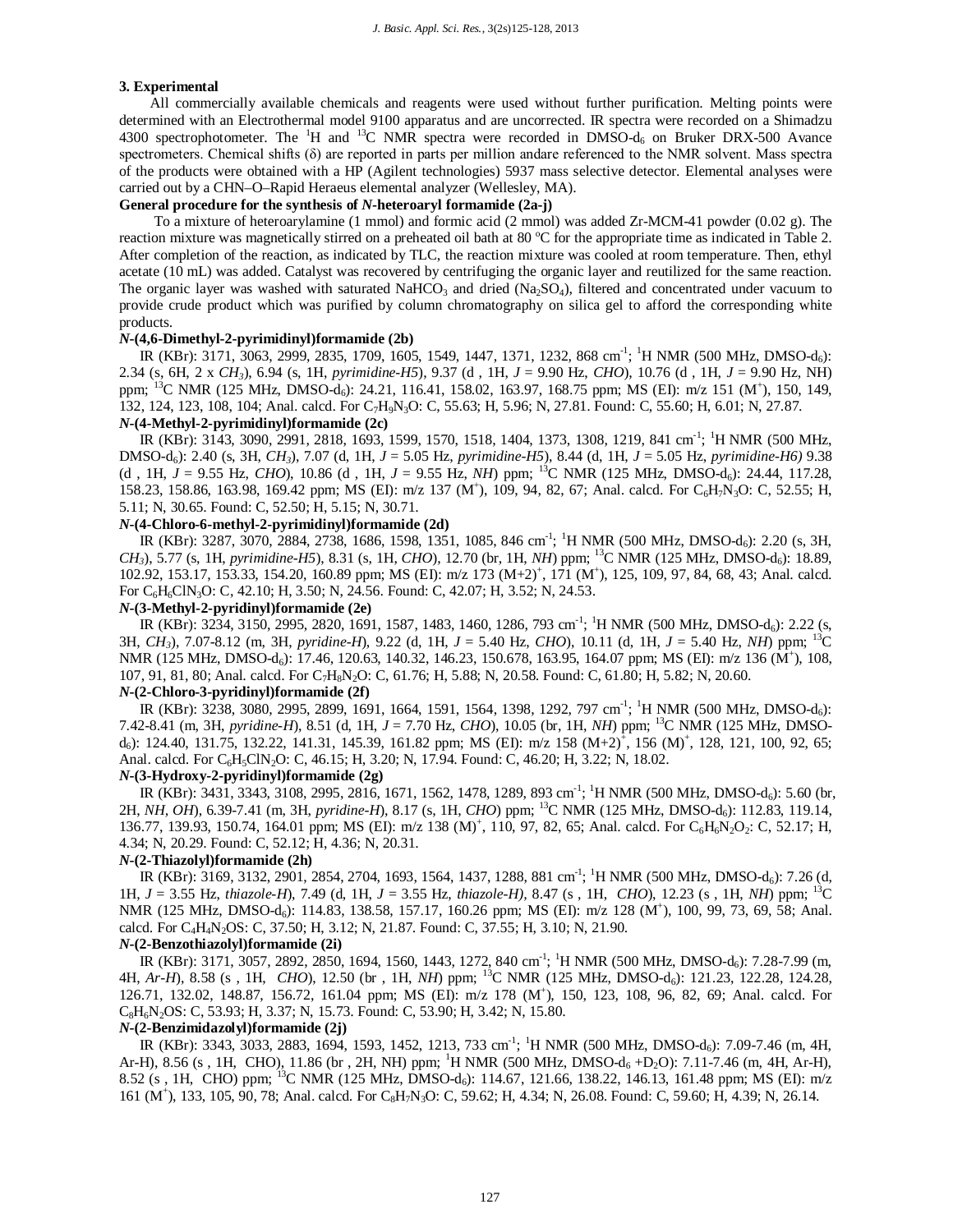## 3. Experimental

All commercially available chemicals and reagents were used without further purification. Melting points were determined with an Electrothermal model 9100 apparatus and are uncorrected. IR spectra were recorded on a Shimadzu 4300 spectrophotometer. The $^1H$ and $^{13}C$ NMR spectra were recorded in DMSO-$d_6$ on Bruker DRX-500 Avance spectrometers. Chemical shifts (δ) are reported in parts per million andare referenced to the NMR solvent. Mass spectra of the products were obtained with a HP (Agilent technologies) 5937 mass selective detector. Elemental analyses were carried out by a CHN–O–Rapid Heraeus elemental analyzer (Wellesley, MA).

**General procedure for the synthesis of *N*-heteroaryl formamide (2a-j)**

To a mixture of heteroarylamine (1 mmol) and formic acid (2 mmol) was added Zr-MCM-41 powder (0.02 g). The reaction mixture was magnetically stirred on a preheated oil bath at 80 °C for the appropriate time as indicated in Table 2. After completion of the reaction, as indicated by TLC, the reaction mixture was cooled at room temperature. Then, ethyl acetate (10 mL) was added. Catalyst was recovered by centrifuging the organic layer and reutilized for the same reaction. The organic layer was washed with saturated $NaHCO_3$ and dried ($Na_2SO_4$), filtered and concentrated under vacuum to provide crude product which was purified by column chromatography on silica gel to afford the corresponding white products.

**_N_-(4,6-Dimethyl-2-pyrimidinyl)formamide (2b)**

IR (KBr): 3171, 3063, 2999, 2835, 1709, 1605, 1549, 1447, 1371, 1232, 868 $cm^{-1}$; $^1H$ NMR (500 MHz, DMSO-$d_6$): 2.34 (s, 6H, 2 x *$CH_3$*), 6.94 (s, 1H, *pyrimidine-H5*), 9.37 (d , 1H, *J* = 9.90 Hz, *CHO*), 10.76 (d , 1H, *J* = 9.90 Hz, NH) ppm; $^{13}C$ NMR (125 MHz, DMSO-$d_6$): 24.21, 116.41, 158.02, 163.97, 168.75 ppm; MS (EI): m/z 151 ($M^+$), 150, 149, 132, 124, 123, 108, 104; Anal. calcd. For $C_7H_9N_3O$: C, 55.63; H, 5.96; N, 27.81. Found: C, 55.60; H, 6.01; N, 27.87.

**_N_-(4-Methyl-2-pyrimidinyl)formamide (2c)**

IR (KBr): 3143, 3090, 2991, 2818, 1693, 1599, 1570, 1518, 1404, 1373, 1308, 1219, 841 $cm^{-1}$; $^1H$ NMR (500 MHz, DMSO-$d_6$): 2.40 (s, 3H, *$CH_3$*), 7.07 (d, 1H, *J* = 5.05 Hz, *pyrimidine-H5*), 8.44 (d, 1H, *J* = 5.05 Hz, *pyrimidine-H6)* 9.38 (d , 1H, *J* = 9.55 Hz, *CHO*), 10.86 (d , 1H, *J* = 9.55 Hz, *NH*) ppm; $^{13}C$ NMR (125 MHz, DMSO-$d_6$): 24.44, 117.28, 158.23, 158.86, 163.98, 169.42 ppm; MS (EI): m/z 137 ($M^+$), 109, 94, 82, 67; Anal. calcd. For $C_6H_7N_3O$: C, 52.55; H, 5.11; N, 30.65. Found: C, 52.50; H, 5.15; N, 30.71.

**_N_-(4-Chloro-6-methyl-2-pyrimidinyl)formamide (2d)**

IR (KBr): 3287, 3070, 2884, 2738, 1686, 1598, 1351, 1085, 846 $cm^{-1}$; $^1H$ NMR (500 MHz, DMSO-$d_6$): 2.20 (s, 3H, *$CH_3$*), 5.77 (s, 1H, *pyrimidine-H5*), 8.31 (s, 1H, *CHO*), 12.70 (br, 1H, *NH*) ppm; $^{13}C$ NMR (125 MHz, DMSO-$d_6$): 18.89, 102.92, 153.17, 153.33, 154.20, 160.89 ppm; MS (EI): m/z 173 $(M+2)^+$, 171 ($M^+$), 125, 109, 97, 84, 68, 43; Anal. calcd. For $C_6H_6ClN_3O$: C, 42.10; H, 3.50; N, 24.56. Found: C, 42.07; H, 3.52; N, 24.53.

**_N_-(3-Methyl-2-pyridinyl)formamide (2e)**

IR (KBr): 3234, 3150, 2995, 2820, 1691, 1587, 1483, 1460, 1286, 793 $cm^{-1}$; $^1H$ NMR (500 MHz, DMSO-$d_6$): 2.22 (s, 3H, *$CH_3$*), 7.07-8.12 (m, 3H, *pyridine-H*), 9.22 (d, 1H, *J* = 5.40 Hz, *CHO*), 10.11 (d, 1H, *J* = 5.40 Hz, *NH*) ppm; $^{13}C$ NMR (125 MHz, DMSO-$d_6$): 17.46, 120.63, 140.32, 146.23, 150.678, 163.95, 164.07 ppm; MS (EI): m/z 136 ($M^+$), 108, 107, 91, 81, 80; Anal. calcd. For $C_7H_8N_2O$: C, 61.76; H, 5.88; N, 20.58. Found: C, 61.80; H, 5.82; N, 20.60.

**_N_-(2-Chloro-3-pyridinyl)formamide (2f)**

IR (KBr): 3238, 3080, 2995, 2899, 1691, 1664, 1591, 1564, 1398, 1292, 797 $cm^{-1}$; $^1H$ NMR (500 MHz, DMSO-$d_6$): 7.42-8.41 (m, 3H, *pyridine-H*), 8.51 (d, 1H, *J* = 7.70 Hz, *CHO*), 10.05 (br, 1H, *NH*) ppm; $^{13}C$ NMR (125 MHz, DMSO-$d_6$): 124.40, 131.75, 132.22, 141.31, 145.39, 161.82 ppm; MS (EI): m/z 158 $(M+2)^+$, 156 $(M)^+$, 128, 121, 100, 92, 65; Anal. calcd. For $C_6H_5ClN_2O$: C, 46.15; H, 3.20; N, 17.94. Found: C, 46.20; H, 3.22; N, 18.02.

**_N_-(3-Hydroxy-2-pyridinyl)formamide (2g)**

IR (KBr): 3431, 3343, 3108, 2995, 2816, 1671, 1562, 1478, 1289, 893 $cm^{-1}$; $^1H$ NMR (500 MHz, DMSO-$d_6$): 5.60 (br, 2H, *NH, OH*), 6.39-7.41 (m, 3H, *pyridine-H*), 8.17 (s, 1H, *CHO*) ppm; $^{13}C$ NMR (125 MHz, DMSO-$d_6$): 112.83, 119.14, 136.77, 139.93, 150.74, 164.01 ppm; MS (EI): m/z 138 $(M)^+$, 110, 97, 82, 65; Anal. calcd. For $C_6H_6N_2O_2$: C, 52.17; H, 4.34; N, 20.29. Found: C, 52.12; H, 4.36; N, 20.31.

**_N_-(2-Thiazolyl)formamide (2h)**

IR (KBr): 3169, 3132, 2901, 2854, 2704, 1693, 1564, 1437, 1288, 881 $cm^{-1}$; $^1H$ NMR (500 MHz, DMSO-$d_6$): 7.26 (d, 1H, *J* = 3.55 Hz, *thiazole-H*), 7.49 (d, 1H, *J* = 3.55 Hz, *thiazole-H)*, 8.47 (s , 1H, *CHO*), 12.23 (s , 1H, *NH*) ppm; $^{13}C$ NMR (125 MHz, DMSO-$d_6$): 114.83, 138.58, 157.17, 160.26 ppm; MS (EI): m/z 128 ($M^+$), 100, 99, 73, 69, 58; Anal. calcd. For $C_4H_4N_2OS$: C, 37.50; H, 3.12; N, 21.87. Found: C, 37.55; H, 3.10; N, 21.90.

**_N_-(2-Benzothiazolyl)formamide (2i)**

IR (KBr): 3171, 3057, 2892, 2850, 1694, 1560, 1443, 1272, 840 $cm^{-1}$; $^1H$ NMR (500 MHz, DMSO-$d_6$): 7.28-7.99 (m, 4H, *Ar-H*), 8.58 (s , 1H, *CHO*), 12.50 (br , 1H, *NH*) ppm; $^{13}C$ NMR (125 MHz, DMSO-$d_6$): 121.23, 122.28, 124.28, 126.71, 132.02, 148.87, 156.72, 161.04 ppm; MS (EI): m/z 178 ($M^+$), 150, 123, 108, 96, 82, 69; Anal. calcd. For $C_8H_6N_2OS$: C, 53.93; H, 3.37; N, 15.73. Found: C, 53.90; H, 3.42; N, 15.80.

**_N_-(2-Benzimidazolyl)formamide (2j)**

IR (KBr): 3343, 3033, 2883, 1694, 1593, 1452, 1213, 733 $cm^{-1}$; $^1H$ NMR (500 MHz, DMSO-$d_6$): 7.09-7.46 (m, 4H, Ar-H), 8.56 (s , 1H, CHO), 11.86 (br , 2H, NH) ppm; $^1H$ NMR (500 MHz, DMSO-$d_6$ +$D_2O$): 7.11-7.46 (m, 4H, Ar-H), 8.52 (s , 1H, CHO) ppm; $^{13}C$ NMR (125 MHz, DMSO-$d_6$): 114.67, 121.66, 138.22, 146.13, 161.48 ppm; MS (EI): m/z 161 ($M^+$), 133, 105, 90, 78; Anal. calcd. For $C_8H_7N_3O$: C, 59.62; H, 4.34; N, 26.08. Found: C, 59.60; H, 4.39; N, 26.14.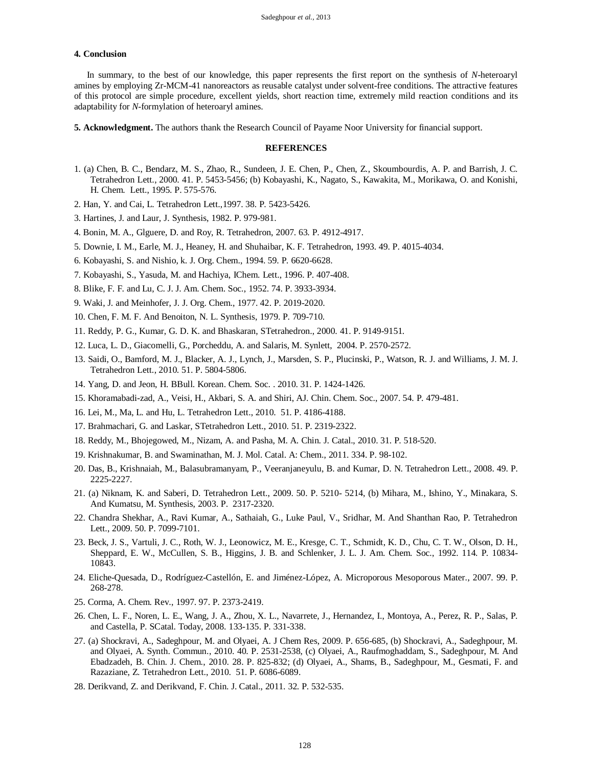## 4. Conclusion

In summary, to the best of our knowledge, this paper represents the first report on the synthesis of *N*-heteroaryl amines by employing Zr-MCM-41 nanoreactors as reusable catalyst under solvent-free conditions. The attractive features of this protocol are simple procedure, excellent yields, short reaction time, extremely mild reaction conditions and its adaptability for *N*-formylation of heteroaryl amines.

**5. Acknowledgment.** The authors thank the Research Council of Payame Noor University for financial support.

## REFERENCES

1. (a) Chen, B. C., Bendarz, M. S., Zhao, R., Sundeen, J. E. Chen, P., Chen, Z., Skoumbourdis, A. P. and Barrish, J. C. Tetrahedron Lett., 2000. 41. P. 5453-5456; (b) Kobayashi, K., Nagato, S., Kawakita, M., Morikawa, O. and Konishi, H. Chem. Lett., 1995. P. 575-576.
2. Han, Y. and Cai, L. Tetrahedron Lett.,1997. 38. P. 5423-5426.
3. Hartines, J. and Laur, J. Synthesis, 1982. P. 979-981.
4. Bonin, M. A., Glguere, D. and Roy, R. Tetrahedron, 2007. 63. P. 4912-4917.
5. Downie, I. M., Earle, M. J., Heaney, H. and Shuhaibar, K. F. Tetrahedron, 1993. 49. P. 4015-4034.
6. Kobayashi, S. and Nishio, k. J. Org. Chem., 1994. 59. P. 6620-6628.
7. Kobayashi, S., Yasuda, M. and Hachiya, IChem. Lett., 1996. P. 407-408.
8. Blike, F. F. and Lu, C. J. J. Am. Chem. Soc., 1952. 74. P. 3933-3934.
9. Waki, J. and Meinhofer, J. J. Org. Chem., 1977. 42. P. 2019-2020.
10. Chen, F. M. F. And Benoiton, N. L. Synthesis, 1979. P. 709-710.
11. Reddy, P. G., Kumar, G. D. K. and Bhaskaran, STetrahedron., 2000. 41. P. 9149-9151.
12. Luca, L. D., Giacomelli, G., Porcheddu, A. and Salaris, M. Synlett, 2004. P. 2570-2572.
13. Saidi, O., Bamford, M. J., Blacker, A. J., Lynch, J., Marsden, S. P., Plucinski, P., Watson, R. J. and Williams, J. M. J. Tetrahedron Lett., 2010. 51. P. 5804-5806.
14. Yang, D. and Jeon, H. BBull. Korean. Chem. Soc. . 2010. 31. P. 1424-1426.
15. Khoramabadi-zad, A., Veisi, H., Akbari, S. A. and Shiri, AJ. Chin. Chem. Soc., 2007. 54. P. 479-481.
16. Lei, M., Ma, L. and Hu, L. Tetrahedron Lett., 2010. 51. P. 4186-4188.
17. Brahmachari, G. and Laskar, STetrahedron Lett., 2010. 51. P. 2319-2322.
18. Reddy, M., Bhojegowed, M., Nizam, A. and Pasha, M. A. Chin. J. Catal., 2010. 31. P. 518-520.
19. Krishnakumar, B. and Swaminathan, M. J. Mol. Catal. A: Chem., 2011. 334. P. 98-102.
20. Das, B., Krishnaiah, M., Balasubramanyam, P., Veeranjaneyulu, B. and Kumar, D. N. Tetrahedron Lett., 2008. 49. P. 2225-2227.
21. (a) Niknam, K. and Saberi, D. Tetrahedron Lett., 2009. 50. P. 5210- 5214, (b) Mihara, M., Ishino, Y., Minakara, S. And Kumatsu, M. Synthesis, 2003. P. 2317-2320.
22. Chandra Shekhar, A., Ravi Kumar, A., Sathaiah, G., Luke Paul, V., Sridhar, M. And Shanthan Rao, P. Tetrahedron Lett., 2009. 50. P. 7099-7101.
23. Beck, J. S., Vartuli, J. C., Roth, W. J., Leonowicz, M. E., Kresge, C. T., Schmidt, K. D., Chu, C. T. W., Olson, D. H., Sheppard, E. W., McCullen, S. B., Higgins, J. B. and Schlenker, J. L. J. Am. Chem. Soc., 1992. 114. P. 10834-10843.
24. Eliche-Quesada, D., Rodríguez-Castellón, E. and Jiménez-López, A. Microporous Mesoporous Mater., 2007. 99. P. 268-278.
25. Corma, A. Chem. Rev., 1997. 97. P. 2373-2419.
26. Chen, L. F., Noren, L. E., Wang, J. A., Zhou, X. L., Navarrete, J., Hernandez, I., Montoya, A., Perez, R. P., Salas, P. and Castella, P. SCatal. Today, 2008. 133-135. P. 331-338.
27. (a) Shockravi, A., Sadeghpour, M. and Olyaei, A. J Chem Res, 2009. P. 656-685, (b) Shockravi, A., Sadeghpour, M. and Olyaei, A. Synth. Commun., 2010. 40. P. 2531-2538, (c) Olyaei, A., Raufmoghaddam, S., Sadeghpour, M. And Ebadzadeh, B. Chin. J. Chem., 2010. 28. P. 825-832; (d) Olyaei, A., Shams, B., Sadeghpour, M., Gesmati, F. and Razaziane, Z. Tetrahedron Lett., 2010. 51. P. 6086-6089.
28. Derikvand, Z. and Derikvand, F. Chin. J. Catal., 2011. 32. P. 532-535.